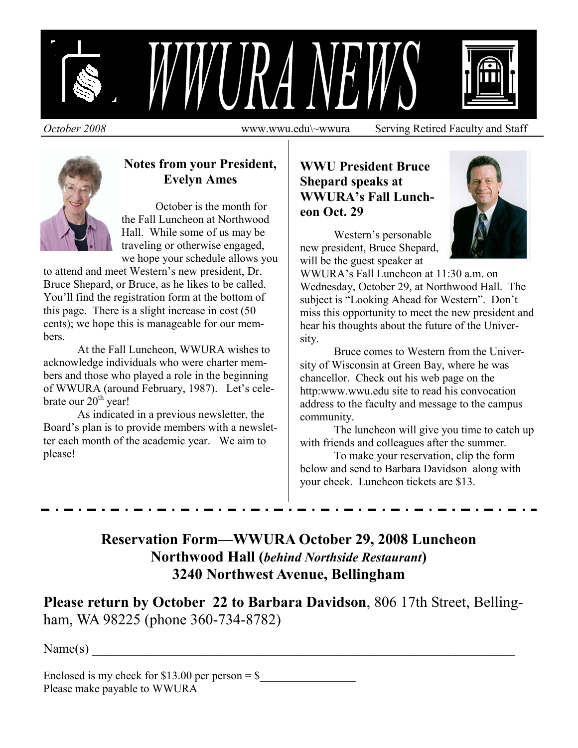# WWURA NEWS

*October 2008* www.wwu.edu\~wwura Serving Retired Faculty and Staff

## Notes from your President, Evelyn Ames

October is the month for the Fall Luncheon at Northwood Hall. While some of us may be traveling or otherwise engaged, we hope your schedule allows you to attend and meet Western's new president, Dr. Bruce Shepard, or Bruce, as he likes to be called. You'll find the registration form at the bottom of this page. There is a slight increase in cost (50 cents); we hope this is manageable for our members.

At the Fall Luncheon, WWURA wishes to acknowledge individuals who were charter members and those who played a role in the beginning of WWURA (around February, 1987). Let's celebrate our 20th year!

As indicated in a previous newsletter, the Board's plan is to provide members with a newsletter each month of the academic year. We aim to please!

## WWU President Bruce Shepard speaks at WWURA's Fall Luncheon Oct. 29

Western's personable new president, Bruce Shepard, will be the guest speaker at WWURA's Fall Luncheon at 11:30 a.m. on Wednesday, October 29, at Northwood Hall. The subject is "Looking Ahead for Western". Don't miss this opportunity to meet the new president and hear his thoughts about the future of the University.

Bruce comes to Western from the University of Wisconsin at Green Bay, where he was chancellor. Check out his web page on the http:www.wwu.edu site to read his convocation address to the faculty and message to the campus community.

The luncheon will give you time to catch up with friends and colleagues after the summer.

To make your reservation, clip the form below and send to Barbara Davidson along with your check. Luncheon tickets are $13.

---

## Reservation Form—WWURA October 29, 2008 Luncheon
## Northwood Hall (*behind Northside Restaurant*)
## 3240 Northwest Avenue, Bellingham

**Please return by October 22 to Barbara Davidson**, 806 17th Street, Bellingham, WA 98225 (phone 360-734-8782)

Name(s) ____________________________________________________________

Enclosed is my check for $13.00 per person = $________________
Please make payable to WWURA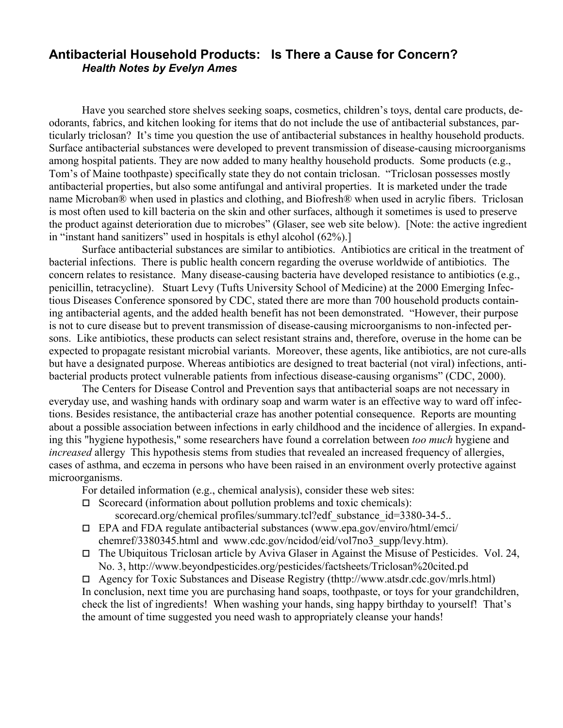## Antibacterial Household Products: Is There a Cause for Concern?

***Health Notes by Evelyn Ames***

Have you searched store shelves seeking soaps, cosmetics, children's toys, dental care products, deodorants, fabrics, and kitchen looking for items that do not include the use of antibacterial substances, particularly triclosan? It's time you question the use of antibacterial substances in healthy household products. Surface antibacterial substances were developed to prevent transmission of disease-causing microorganisms among hospital patients. They are now added to many healthy household products. Some products (e.g., Tom's of Maine toothpaste) specifically state they do not contain triclosan. "Triclosan possesses mostly antibacterial properties, but also some antifungal and antiviral properties. It is marketed under the trade name Microban® when used in plastics and clothing, and Biofresh® when used in acrylic fibers. Triclosan is most often used to kill bacteria on the skin and other surfaces, although it sometimes is used to preserve the product against deterioration due to microbes" (Glaser, see web site below). [Note: the active ingredient in "instant hand sanitizers" used in hospitals is ethyl alcohol (62%).]

Surface antibacterial substances are similar to antibiotics. Antibiotics are critical in the treatment of bacterial infections. There is public health concern regarding the overuse worldwide of antibiotics. The concern relates to resistance. Many disease-causing bacteria have developed resistance to antibiotics (e.g., penicillin, tetracycline). Stuart Levy (Tufts University School of Medicine) at the 2000 Emerging Infectious Diseases Conference sponsored by CDC, stated there are more than 700 household products containing antibacterial agents, and the added health benefit has not been demonstrated. "However, their purpose is not to cure disease but to prevent transmission of disease-causing microorganisms to non-infected persons. Like antibiotics, these products can select resistant strains and, therefore, overuse in the home can be expected to propagate resistant microbial variants. Moreover, these agents, like antibiotics, are not cure-alls but have a designated purpose. Whereas antibiotics are designed to treat bacterial (not viral) infections, antibacterial products protect vulnerable patients from infectious disease-causing organisms" (CDC, 2000).

The Centers for Disease Control and Prevention says that antibacterial soaps are not necessary in everyday use, and washing hands with ordinary soap and warm water is an effective way to ward off infections. Besides resistance, the antibacterial craze has another potential consequence. Reports are mounting about a possible association between infections in early childhood and the incidence of allergies. In expanding this "hygiene hypothesis," some researchers have found a correlation between *too much* hygiene and *increased* allergy This hypothesis stems from studies that revealed an increased frequency of allergies, cases of asthma, and eczema in persons who have been raised in an environment overly protective against microorganisms.

For detailed information (e.g., chemical analysis), consider these web sites:

- Scorecard (information about pollution problems and toxic chemicals): scorecard.org/chemical profiles/summary.tcl?edf_substance_id=3380-34-5..
- EPA and FDA regulate antibacterial substances (www.epa.gov/enviro/html/emci/chemref/3380345.html and www.cdc.gov/ncidod/eid/vol7no3_supp/levy.htm).
- The Ubiquitous Triclosan article by Aviva Glaser in Against the Misuse of Pesticides. Vol. 24, No. 3, http://www.beyondpesticides.org/pesticides/factsheets/Triclosan%20cited.pd
- Agency for Toxic Substances and Disease Registry (thttp://www.atsdr.cdc.gov/mrls.html)

In conclusion, next time you are purchasing hand soaps, toothpaste, or toys for your grandchildren, check the list of ingredients! When washing your hands, sing happy birthday to yourself! That's the amount of time suggested you need wash to appropriately cleanse your hands!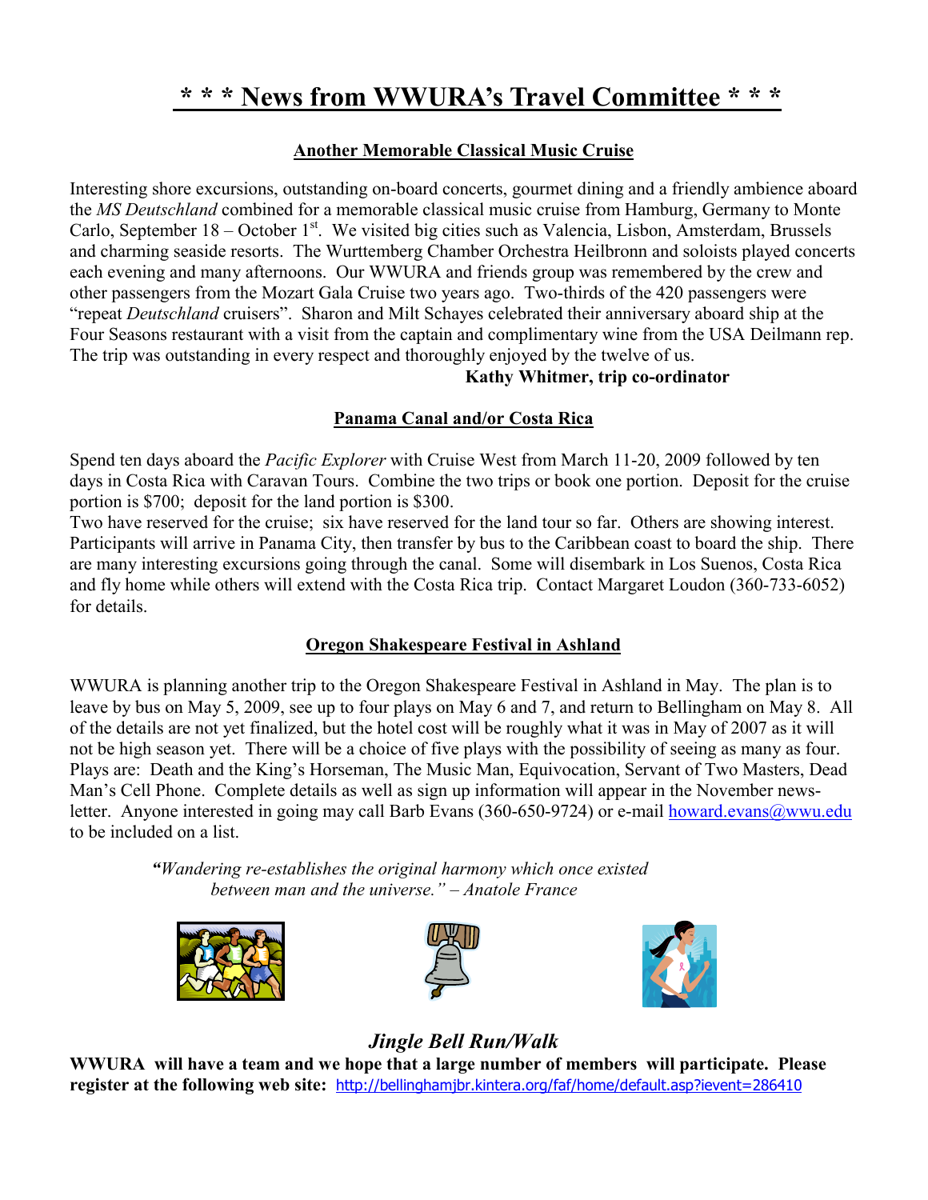# * * * News from WWURA's Travel Committee * * *

### Another Memorable Classical Music Cruise

Interesting shore excursions, outstanding on-board concerts, gourmet dining and a friendly ambience aboard the *MS Deutschland* combined for a memorable classical music cruise from Hamburg, Germany to Monte Carlo, September 18 – October 1st. We visited big cities such as Valencia, Lisbon, Amsterdam, Brussels and charming seaside resorts. The Wurttemberg Chamber Orchestra Heilbronn and soloists played concerts each evening and many afternoons. Our WWURA and friends group was remembered by the crew and other passengers from the Mozart Gala Cruise two years ago. Two-thirds of the 420 passengers were "repeat *Deutschland* cruisers". Sharon and Milt Schayes celebrated their anniversary aboard ship at the Four Seasons restaurant with a visit from the captain and complimentary wine from the USA Deilmann rep. The trip was outstanding in every respect and thoroughly enjoyed by the twelve of us.

**Kathy Whitmer, trip co-ordinator**

### Panama Canal and/or Costa Rica

Spend ten days aboard the *Pacific Explorer* with Cruise West from March 11-20, 2009 followed by ten days in Costa Rica with Caravan Tours. Combine the two trips or book one portion. Deposit for the cruise portion is $700; deposit for the land portion is $300.

Two have reserved for the cruise; six have reserved for the land tour so far. Others are showing interest. Participants will arrive in Panama City, then transfer by bus to the Caribbean coast to board the ship. There are many interesting excursions going through the canal. Some will disembark in Los Suenos, Costa Rica and fly home while others will extend with the Costa Rica trip. Contact Margaret Loudon (360-733-6052) for details.

### Oregon Shakespeare Festival in Ashland

WWURA is planning another trip to the Oregon Shakespeare Festival in Ashland in May. The plan is to leave by bus on May 5, 2009, see up to four plays on May 6 and 7, and return to Bellingham on May 8. All of the details are not yet finalized, but the hotel cost will be roughly what it was in May of 2007 as it will not be high season yet. There will be a choice of five plays with the possibility of seeing as many as four. Plays are: Death and the King's Horseman, The Music Man, Equivocation, Servant of Two Masters, Dead Man's Cell Phone. Complete details as well as sign up information will appear in the November newsletter. Anyone interested in going may call Barb Evans (360-650-9724) or e-mail howard.evans@wwu.edu to be included on a list.

*"Wandering re-establishes the original harmony which once existed between man and the universe." – Anatole France*

## *Jingle Bell Run/Walk*

**WWURA will have a team and we hope that a large number of members will participate. Please register at the following web site:** http://bellinghamjbr.kintera.org/faf/home/default.asp?ievent=286410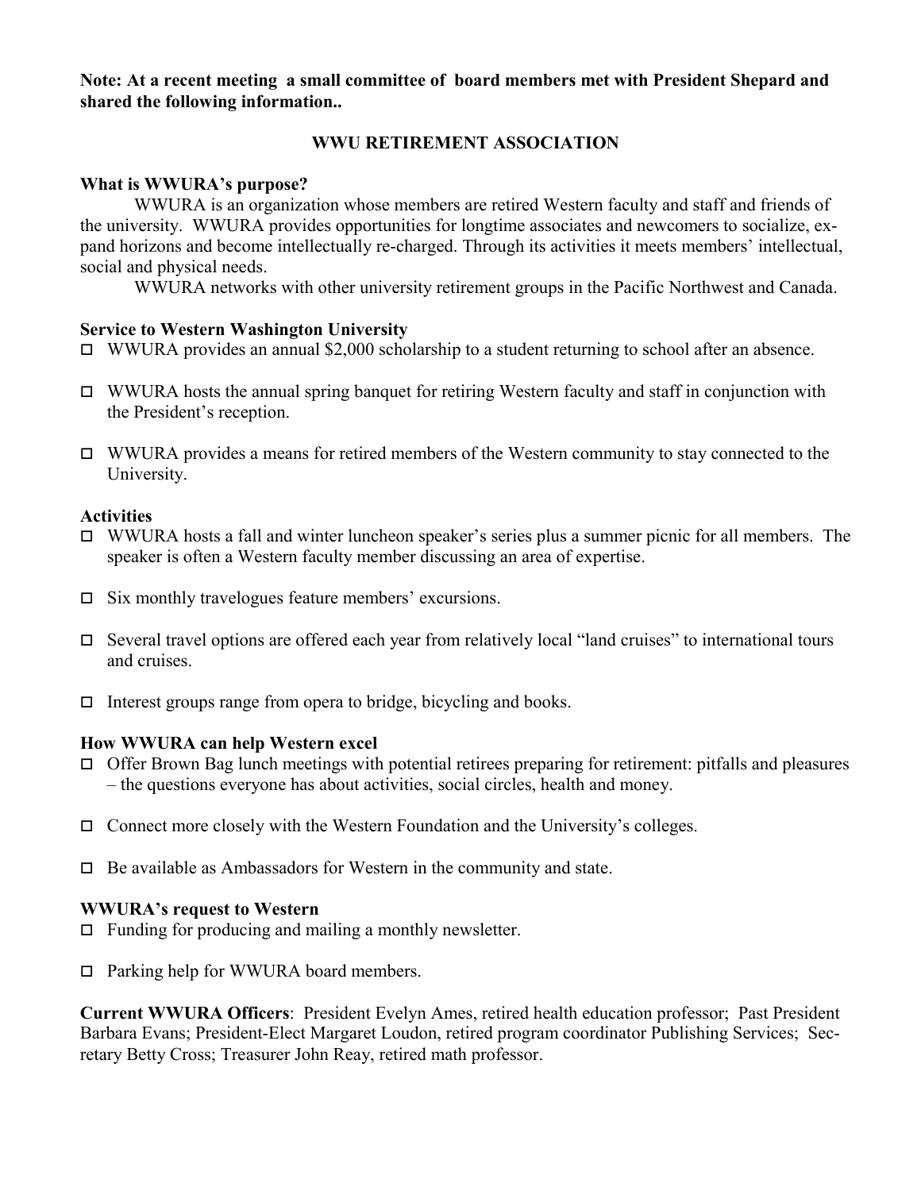**Note: At a recent meeting a small committee of board members met with President Shepard and shared the following information..**

## WWU RETIREMENT ASSOCIATION

### What is WWURA's purpose?

WWURA is an organization whose members are retired Western faculty and staff and friends of the university. WWURA provides opportunities for longtime associates and newcomers to socialize, expand horizons and become intellectually re-charged. Through its activities it meets members' intellectual, social and physical needs.

WWURA networks with other university retirement groups in the Pacific Northwest and Canada.

### Service to Western Washington University

- WWURA provides an annual $2,000 scholarship to a student returning to school after an absence.
- WWURA hosts the annual spring banquet for retiring Western faculty and staff in conjunction with the President's reception.
- WWURA provides a means for retired members of the Western community to stay connected to the University.

### Activities

- WWURA hosts a fall and winter luncheon speaker's series plus a summer picnic for all members. The speaker is often a Western faculty member discussing an area of expertise.
- Six monthly travelogues feature members' excursions.
- Several travel options are offered each year from relatively local "land cruises" to international tours and cruises.
- Interest groups range from opera to bridge, bicycling and books.

### How WWURA can help Western excel

- Offer Brown Bag lunch meetings with potential retirees preparing for retirement: pitfalls and pleasures – the questions everyone has about activities, social circles, health and money.
- Connect more closely with the Western Foundation and the University's colleges.
- Be available as Ambassadors for Western in the community and state.

### WWURA's request to Western

- Funding for producing and mailing a monthly newsletter.
- Parking help for WWURA board members.

**Current WWURA Officers**: President Evelyn Ames, retired health education professor; Past President Barbara Evans; President-Elect Margaret Loudon, retired program coordinator Publishing Services; Secretary Betty Cross; Treasurer John Reay, retired math professor.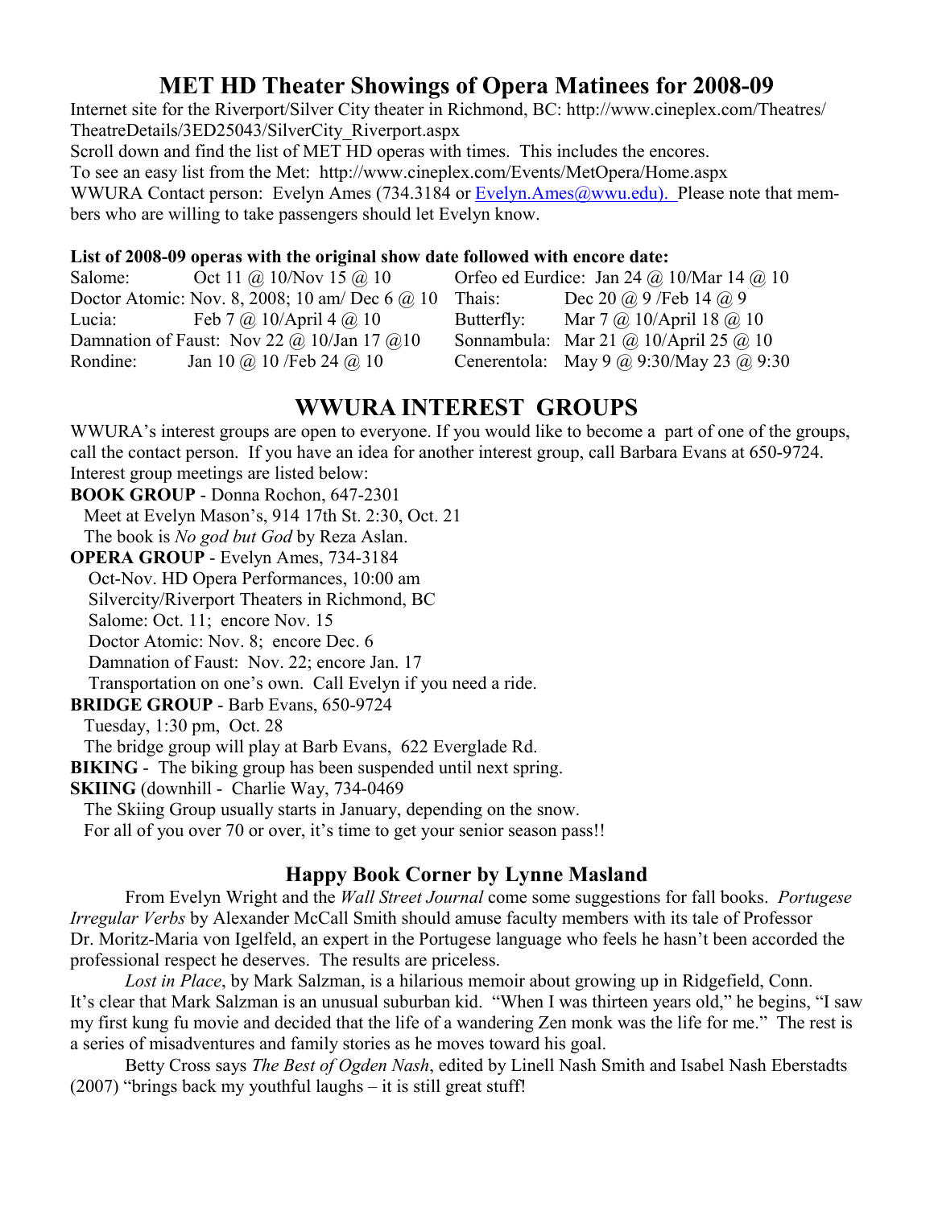## MET HD Theater Showings of Opera Matinees for 2008-09

Internet site for the Riverport/Silver City theater in Richmond, BC: http://www.cineplex.com/Theatres/TheatreDetails/3ED25043/SilverCity_Riverport.aspx

Scroll down and find the list of MET HD operas with times. This includes the encores.

To see an easy list from the Met: http://www.cineplex.com/Events/MetOpera/Home.aspx

WWURA Contact person: Evelyn Ames (734.3184 or Evelyn.Ames@wwu.edu). Please note that members who are willing to take passengers should let Evelyn know.

**List of 2008-09 operas with the original show date followed with encore date:**

| | | | |
|---|---|---|---|
| Salome: | Oct 11 @ 10/Nov 15 @ 10 | Orfeo ed Eurdice: | Jan 24 @ 10/Mar 14 @ 10 |
| Doctor Atomic: | Nov. 8, 2008; 10 am/ Dec 6 @ 10 | Thais: | Dec 20 @ 9 /Feb 14 @ 9 |
| Lucia: | Feb 7 @ 10/April 4 @ 10 | Butterfly: | Mar 7 @ 10/April 18 @ 10 |
| Damnation of Faust: | Nov 22 @ 10/Jan 17 @10 | Sonnambula: | Mar 21 @ 10/April 25 @ 10 |
| Rondine: | Jan 10 @ 10 /Feb 24 @ 10 | Cenerentola: | May 9 @ 9:30/May 23 @ 9:30 |

## WWURA INTEREST GROUPS

WWURA's interest groups are open to everyone. If you would like to become a part of one of the groups, call the contact person. If you have an idea for another interest group, call Barbara Evans at 650-9724. Interest group meetings are listed below:

**BOOK GROUP** - Donna Rochon, 647-2301
Meet at Evelyn Mason's, 914 17th St. 2:30, Oct. 21
The book is *No god but God* by Reza Aslan.

**OPERA GROUP** - Evelyn Ames, 734-3184
Oct-Nov. HD Opera Performances, 10:00 am
Silvercity/Riverport Theaters in Richmond, BC
Salome: Oct. 11; encore Nov. 15
Doctor Atomic: Nov. 8; encore Dec. 6
Damnation of Faust: Nov. 22; encore Jan. 17
Transportation on one's own. Call Evelyn if you need a ride.

**BRIDGE GROUP** - Barb Evans, 650-9724
Tuesday, 1:30 pm, Oct. 28
The bridge group will play at Barb Evans, 622 Everglade Rd.

**BIKING** - The biking group has been suspended until next spring.

**SKIING** (downhill - Charlie Way, 734-0469
The Skiing Group usually starts in January, depending on the snow.
For all of you over 70 or over, it's time to get your senior season pass!!

### Happy Book Corner by Lynne Masland

From Evelyn Wright and the *Wall Street Journal* come some suggestions for fall books. *Portugese Irregular Verbs* by Alexander McCall Smith should amuse faculty members with its tale of Professor Dr. Moritz-Maria von Igelfeld, an expert in the Portugese language who feels he hasn't been accorded the professional respect he deserves. The results are priceless.

*Lost in Place*, by Mark Salzman, is a hilarious memoir about growing up in Ridgefield, Conn. It's clear that Mark Salzman is an unusual suburban kid. "When I was thirteen years old," he begins, "I saw my first kung fu movie and decided that the life of a wandering Zen monk was the life for me." The rest is a series of misadventures and family stories as he moves toward his goal.

Betty Cross says *The Best of Ogden Nash*, edited by Linell Nash Smith and Isabel Nash Eberstadts (2007) "brings back my youthful laughs – it is still great stuff!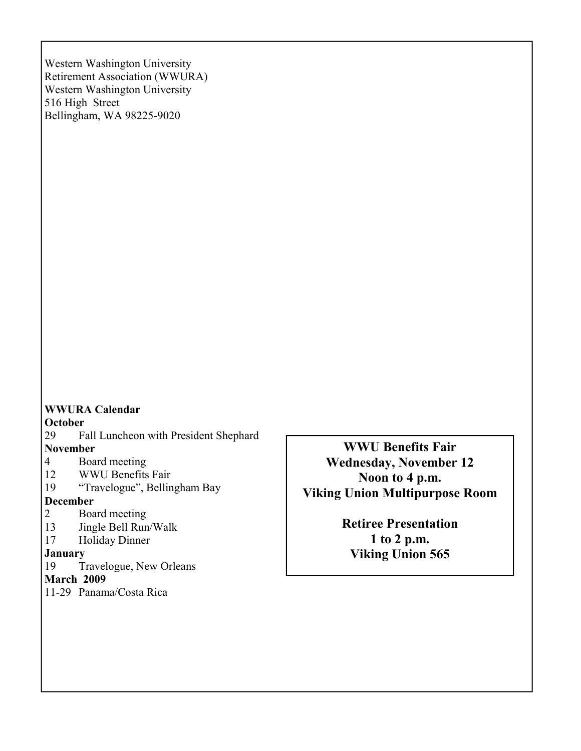Western Washington University
Retirement Association (WWURA)
Western Washington University
516 High Street
Bellingham, WA 98225-9020

**WWURA Calendar**

**October**

29 Fall Luncheon with President Shephard

**November**

4 Board meeting
12 WWU Benefits Fair
19 "Travelogue", Bellingham Bay

**December**

2 Board meeting
13 Jingle Bell Run/Walk
17 Holiday Dinner

**January**

19 Travelogue, New Orleans

**March 2009**

11-29 Panama/Costa Rica

**WWU Benefits Fair**
**Wednesday, November 12**
**Noon to 4 p.m.**
**Viking Union Multipurpose Room**

**Retiree Presentation**
**1 to 2 p.m.**
**Viking Union 565**